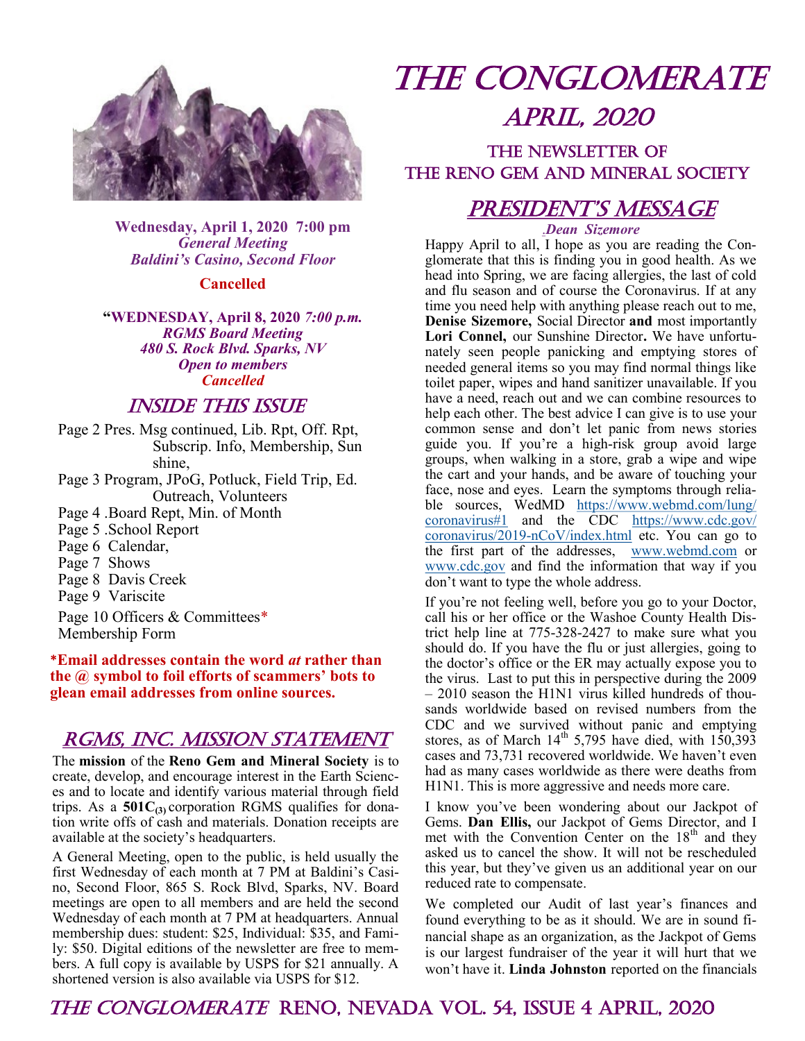# The Conglomerate

## April, 2020

### The Newsletter of The Reno Gem and Mineral Society

**Wednesday, April 1, 2020 7:00 pm**
***General Meeting***
***Baldini's Casino, Second Floor***

**Cancelled**

**"WEDNESDAY, April 8, 2020** ***7:00 p.m.***
***RGMS Board Meeting***
***480 S. Rock Blvd. Sparks, NV***
***Open to members***
***Cancelled***

## Inside This Issue

- Page 2 Pres. Msg continued, Lib. Rpt, Off. Rpt, Subscrip. Info, Membership, Sun shine,
- Page 3 Program, JPoG, Potluck, Field Trip, Ed. Outreach, Volunteers
- Page 4 .Board Rept, Min. of Month
- Page 5 .School Report
- Page 6 Calendar,
- Page 7 Shows
- Page 8 Davis Creek
- Page 9 Variscite
- Page 10 Officers & Committees* Membership Form

**\*Email addresses contain the word *at* rather than the @ symbol to foil efforts of scammers' bots to glean email addresses from online sources.**

## RGMS, Inc. Mission Statement

The **mission** of the **Reno Gem and Mineral Society** is to create, develop, and encourage interest in the Earth Sciences and to locate and identify various material through field trips. As a **$501C_{(3)}$** corporation RGMS qualifies for donation write offs of cash and materials. Donation receipts are available at the society's headquarters.

A General Meeting, open to the public, is held usually the first Wednesday of each month at 7 PM at Baldini's Casino, Second Floor, 865 S. Rock Blvd, Sparks, NV. Board meetings are open to all members and are held the second Wednesday of each month at 7 PM at headquarters. Annual membership dues: student: $25, Individual: $35, and Family: $50. Digital editions of the newsletter are free to members. A full copy is available by USPS for $21 annually. A shortened version is also available via USPS for $12.

## President's Message

*Dean Sizemore*

Happy April to all, I hope as you are reading the Conglomerate that this is finding you in good health. As we head into Spring, we are facing allergies, the last of cold and flu season and of course the Coronavirus. If at any time you need help with anything please reach out to me, **Denise Sizemore,** Social Director **and** most importantly **Lori Connel,** our Sunshine Director**.** We have unfortunately seen people panicking and emptying stores of needed general items so you may find normal things like toilet paper, wipes and hand sanitizer unavailable. If you have a need, reach out and we can combine resources to help each other. The best advice I can give is to use your common sense and don't let panic from news stories guide you. If you're a high-risk group avoid large groups, when walking in a store, grab a wipe and wipe the cart and your hands, and be aware of touching your face, nose and eyes. Learn the symptoms through reliable sources, WedMD https://www.webmd.com/lung/coronavirus#1 and the CDC https://www.cdc.gov/coronavirus/2019-nCoV/index.html etc. You can go to the first part of the addresses, www.webmd.com or www.cdc.gov and find the information that way if you don't want to type the whole address.

If you're not feeling well, before you go to your Doctor, call his or her office or the Washoe County Health District help line at 775-328-2427 to make sure what you should do. If you have the flu or just allergies, going to the doctor's office or the ER may actually expose you to the virus. Last to put this in perspective during the 2009 – 2010 season the H1N1 virus killed hundreds of thousands worldwide based on revised numbers from the CDC and we survived without panic and emptying stores, as of March 14th 5,795 have died, with 150,393 cases and 73,731 recovered worldwide. We haven't even had as many cases worldwide as there were deaths from H1N1. This is more aggressive and needs more care.

I know you've been wondering about our Jackpot of Gems. **Dan Ellis,** our Jackpot of Gems Director, and I met with the Convention Center on the 18th and they asked us to cancel the show. It will not be rescheduled this year, but they've given us an additional year on our reduced rate to compensate.

We completed our Audit of last year's finances and found everything to be as it should. We are in sound financial shape as an organization, as the Jackpot of Gems is our largest fundraiser of the year it will hurt that we won't have it. **Linda Johnston** reported on the financials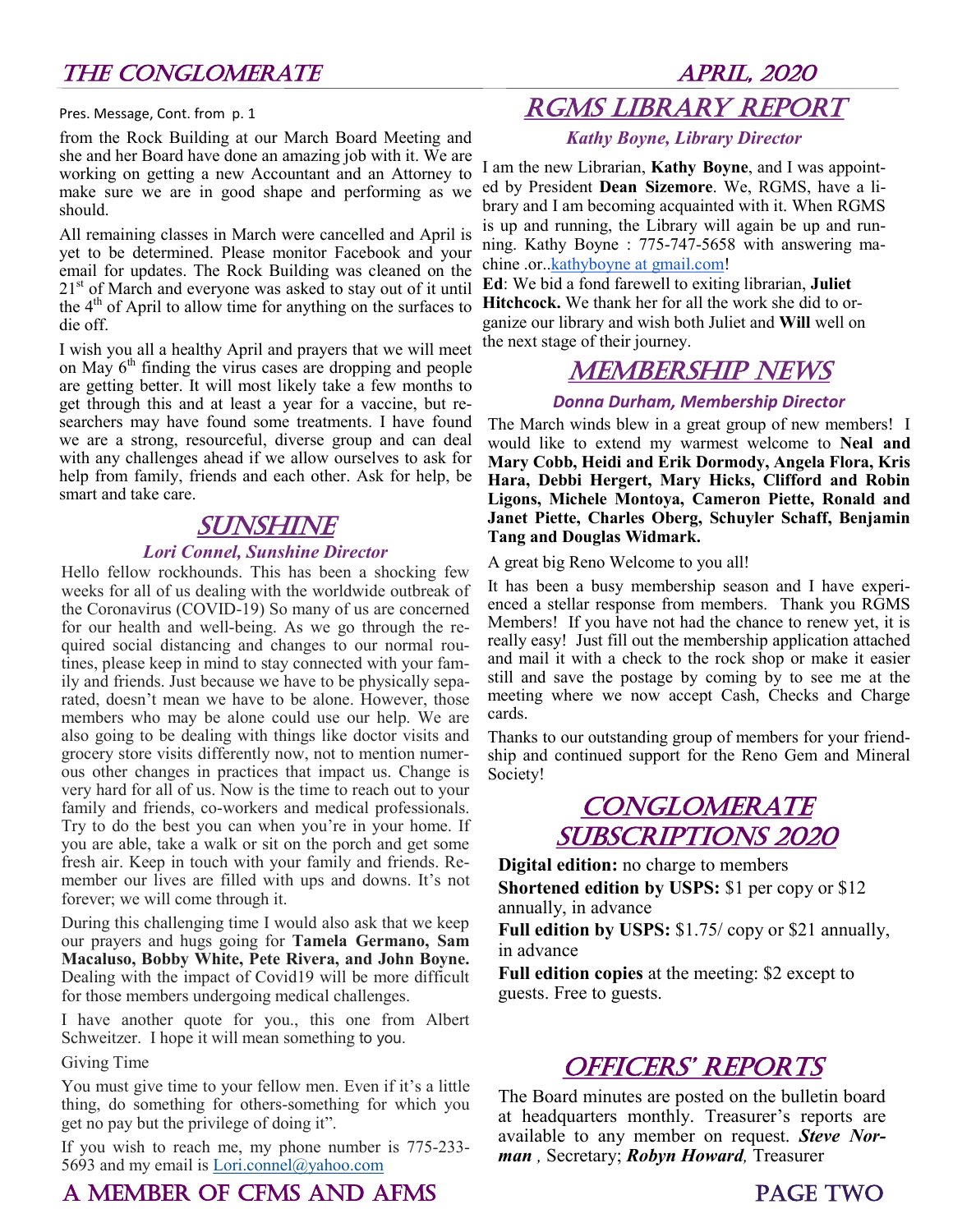Pres. Message, Cont. from p. 1

from the Rock Building at our March Board Meeting and she and her Board have done an amazing job with it. We are working on getting a new Accountant and an Attorney to make sure we are in good shape and performing as we should.

All remaining classes in March were cancelled and April is yet to be determined. Please monitor Facebook and your email for updates. The Rock Building was cleaned on the 21st of March and everyone was asked to stay out of it until the 4th of April to allow time for anything on the surfaces to die off.

I wish you all a healthy April and prayers that we will meet on May 6th finding the virus cases are dropping and people are getting better. It will most likely take a few months to get through this and at least a year for a vaccine, but researchers may have found some treatments. I have found we are a strong, resourceful, diverse group and can deal with any challenges ahead if we allow ourselves to ask for help from family, friends and each other. Ask for help, be smart and take care.

## SUNSHINE

***Lori Connel, Sunshine Director***

Hello fellow rockhounds. This has been a shocking few weeks for all of us dealing with the worldwide outbreak of the Coronavirus (COVID-19) So many of us are concerned for our health and well-being. As we go through the required social distancing and changes to our normal routines, please keep in mind to stay connected with your family and friends. Just because we have to be physically separated, doesn't mean we have to be alone. However, those members who may be alone could use our help. We are also going to be dealing with things like doctor visits and grocery store visits differently now, not to mention numerous other changes in practices that impact us. Change is very hard for all of us. Now is the time to reach out to your family and friends, co-workers and medical professionals. Try to do the best you can when you're in your home. If you are able, take a walk or sit on the porch and get some fresh air. Keep in touch with your family and friends. Remember our lives are filled with ups and downs. It's not forever; we will come through it.

During this challenging time I would also ask that we keep our prayers and hugs going for **Tamela Germano, Sam Macaluso, Bobby White, Pete Rivera, and John Boyne.** Dealing with the impact of Covid19 will be more difficult for those members undergoing medical challenges.

I have another quote for you., this one from Albert Schweitzer. I hope it will mean something to you.

Giving Time

You must give time to your fellow men. Even if it's a little thing, do something for others-something for which you get no pay but the privilege of doing it".

If you wish to reach me, my phone number is 775-233-5693 and my email is Lori.connel@yahoo.com

## RGMS LIBRARY REPORT

***Kathy Boyne, Library Director***

I am the new Librarian, **Kathy Boyne**, and I was appointed by President **Dean Sizemore**. We, RGMS, have a library and I am becoming acquainted with it. When RGMS is up and running, the Library will again be up and running. Kathy Boyne : 775-747-5658 with answering machine .or..kathyboyne at gmail.com!

**Ed**: We bid a fond farewell to exiting librarian, **Juliet Hitchcock.** We thank her for all the work she did to organize our library and wish both Juliet and **Will** well on the next stage of their journey.

## MEMBERSHIP NEWS

***Donna Durham, Membership Director***

The March winds blew in a great group of new members! I would like to extend my warmest welcome to **Neal and Mary Cobb, Heidi and Erik Dormody, Angela Flora, Kris Hara, Debbi Hergert, Mary Hicks, Clifford and Robin Ligons, Michele Montoya, Cameron Piette, Ronald and Janet Piette, Charles Oberg, Schuyler Schaff, Benjamin Tang and Douglas Widmark.**

A great big Reno Welcome to you all!

It has been a busy membership season and I have experienced a stellar response from members. Thank you RGMS Members! If you have not had the chance to renew yet, it is really easy! Just fill out the membership application attached and mail it with a check to the rock shop or make it easier still and save the postage by coming by to see me at the meeting where we now accept Cash, Checks and Charge cards.

Thanks to our outstanding group of members for your friendship and continued support for the Reno Gem and Mineral Society!

## CONGLOMERATE SUBSCRIPTIONS 2020

**Digital edition:** no charge to members

**Shortened edition by USPS:** $1 per copy or $12 annually, in advance

**Full edition by USPS:** $1.75/ copy or $21 annually, in advance

**Full edition copies** at the meeting: $2 except to guests. Free to guests.

## OFFICERS' REPORTS

The Board minutes are posted on the bulletin board at headquarters monthly. Treasurer's reports are available to any member on request. ***Steve Norman*** , Secretary; ***Robyn Howard***, Treasurer

A MEMBER OF CFMS AND AFMS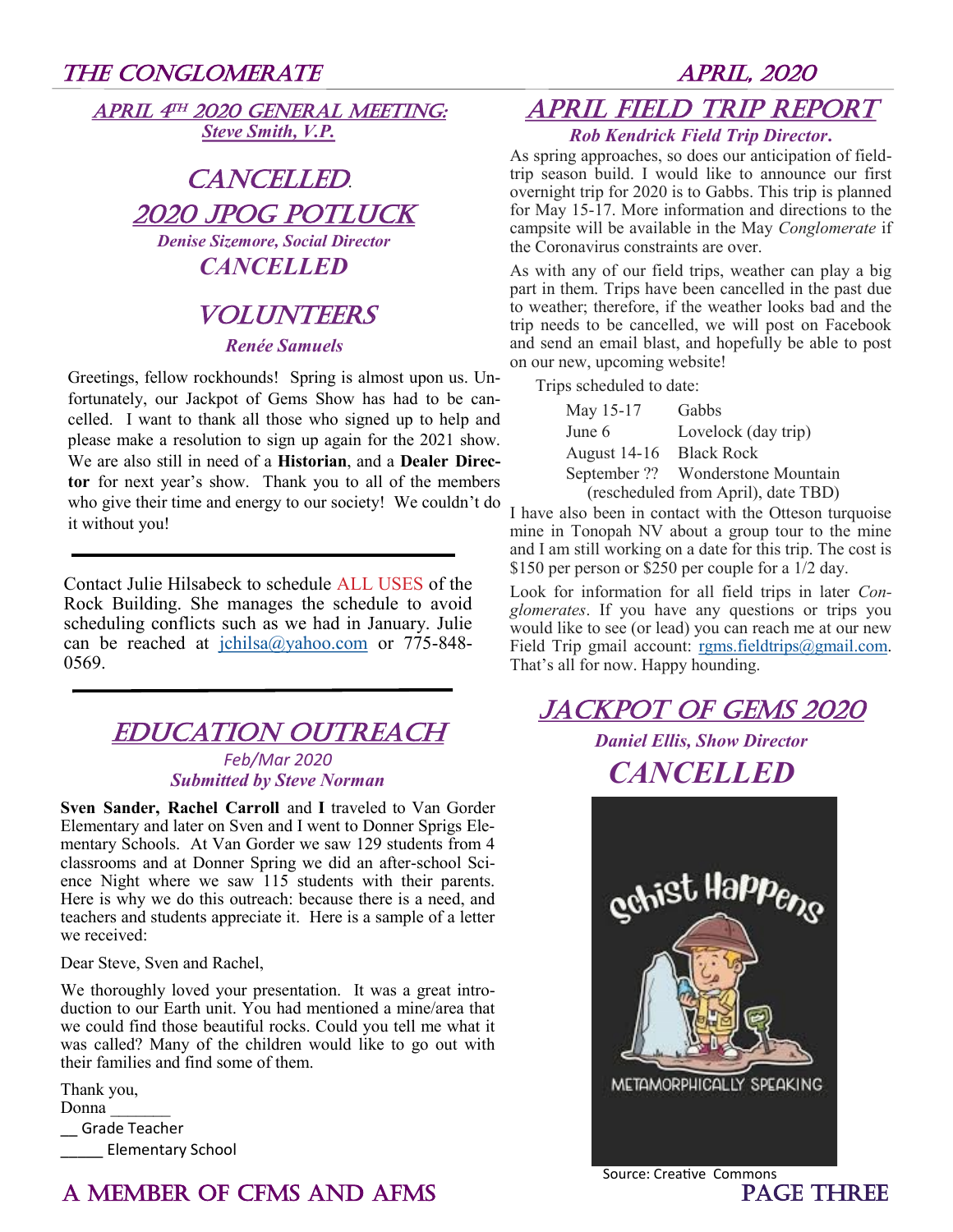## April 4th 2020 General Meeting:

***Steve Smith, V.P.***

## Cancelled.

## 2020 JPOG Potluck

***Denise Sizemore, Social Director***

***CANCELLED***

## Volunteers

***Renée Samuels***

Greetings, fellow rockhounds! Spring is almost upon us. Unfortunately, our Jackpot of Gems Show has had to be cancelled. I want to thank all those who signed up to help and please make a resolution to sign up again for the 2021 show. We are also still in need of a **Historian**, and a **Dealer Director** for next year's show. Thank you to all of the members who give their time and energy to our society! We couldn't do it without you!

---

Contact Julie Hilsabeck to schedule ALL USES of the Rock Building. She manages the schedule to avoid scheduling conflicts such as we had in January. Julie can be reached at jchilsa@yahoo.com or 775-848-0569.

---

## Education Outreach

*Feb/Mar 2020*

***Submitted by Steve Norman***

**Sven Sander, Rachel Carroll** and **I** traveled to Van Gorder Elementary and later on Sven and I went to Donner Sprigs Elementary Schools. At Van Gorder we saw 129 students from 4 classrooms and at Donner Spring we did an after-school Science Night where we saw 115 students with their parents. Here is why we do this outreach: because there is a need, and teachers and students appreciate it. Here is a sample of a letter we received:

Dear Steve, Sven and Rachel,

We thoroughly loved your presentation. It was a great introduction to our Earth unit. You had mentioned a mine/area that we could find those beautiful rocks. Could you tell me what it was called? Many of the children would like to go out with their families and find some of them.

Thank you,
Donna _______
__ Grade Teacher
_____ Elementary School

## April Field Trip Report

***Rob Kendrick Field Trip Director.***

As spring approaches, so does our anticipation of field-trip season build. I would like to announce our first overnight trip for 2020 is to Gabbs. This trip is planned for May 15-17. More information and directions to the campsite will be available in the May *Conglomerate* if the Coronavirus constraints are over.

As with any of our field trips, weather can play a big part in them. Trips have been cancelled in the past due to weather; therefore, if the weather looks bad and the trip needs to be cancelled, we will post on Facebook and send an email blast, and hopefully be able to post on our new, upcoming website!

Trips scheduled to date:

| | |
|---|---|
| May 15-17 | Gabbs |
| June 6 | Lovelock (day trip) |
| August 14-16 | Black Rock |
| September ?? | Wonderstone Mountain (rescheduled from April), date TBD) |

I have also been in contact with the Otteson turquoise mine in Tonopah NV about a group tour to the mine and I am still working on a date for this trip. The cost is $150 per person or $250 per couple for a 1/2 day.

Look for information for all field trips in later *Conglomerates*. If you have any questions or trips you would like to see (or lead) you can reach me at our new Field Trip gmail account: rgms.fieldtrips@gmail.com. That's all for now. Happy hounding.

## Jackpot of Gems 2020

***Daniel Ellis, Show Director***

***CANCELLED***

Source: Creative Commons

A MEMBER OF CFMS AND AFMS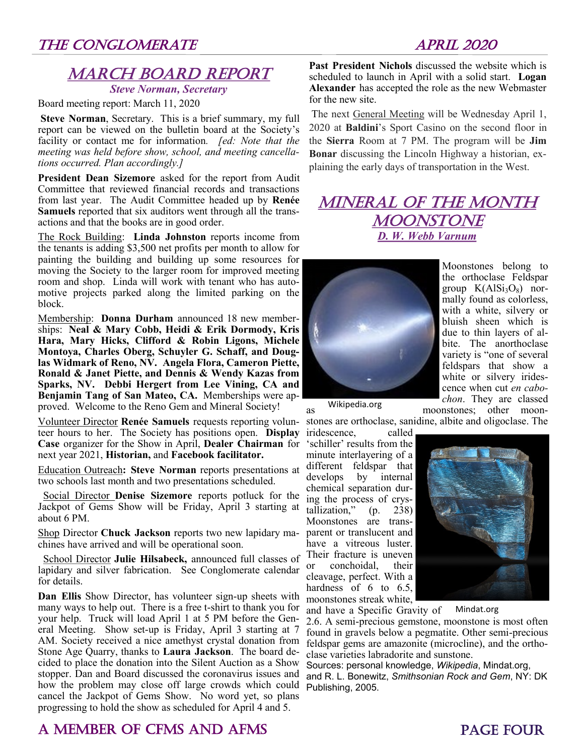## MARCH BOARD REPORT

***Steve Norman, Secretary***

Board meeting report: March 11, 2020

**Steve Norman**, Secretary. This is a brief summary, my full report can be viewed on the bulletin board at the Society's facility or contact me for information. *[ed: Note that the meeting was held before show, school, and meeting cancellations occurred. Plan accordingly.]*

**President Dean Sizemore** asked for the report from Audit Committee that reviewed financial records and transactions from last year. The Audit Committee headed up by **Renée Samuels** reported that six auditors went through all the transactions and that the books are in good order.

The Rock Building: **Linda Johnston** reports income from the tenants is adding $3,500 net profits per month to allow for painting the building and building up some resources for moving the Society to the larger room for improved meeting room and shop. Linda will work with tenant who has automotive projects parked along the limited parking on the block.

Membership: **Donna Durham** announced 18 new memberships: **Neal & Mary Cobb, Heidi & Erik Dormody, Kris Hara, Mary Hicks, Clifford & Robin Ligons, Michele Montoya, Charles Oberg, Schuyler G. Schaff, and Douglas Widmark of Reno, NV. Angela Flora, Cameron Piette, Ronald & Janet Piette, and Dennis & Wendy Kazas from Sparks, NV. Debbi Hergert from Lee Vining, CA and Benjamin Tang of San Mateo, CA.** Memberships were approved. Welcome to the Reno Gem and Mineral Society!

Volunteer Director **Renée Samuels** requests reporting volunteer hours to her. The Society has positions open. **Display Case** organizer for the Show in April, **Dealer Chairman** for next year 2021, **Historian,** and **Facebook facilitator.**

Education Outreach**: Steve Norman** reports presentations at two schools last month and two presentations scheduled.

Social Director **Denise Sizemore** reports potluck for the Jackpot of Gems Show will be Friday, April 3 starting at about 6 PM.

Shop Director **Chuck Jackson** reports two new lapidary machines have arrived and will be operational soon.

School Director **Julie Hilsabeck,** announced full classes of lapidary and silver fabrication. See Conglomerate calendar for details.

**Dan Ellis** Show Director, has volunteer sign-up sheets with many ways to help out. There is a free t-shirt to thank you for your help. Truck will load April 1 at 5 PM before the General Meeting. Show set-up is Friday, April 3 starting at 7 AM. Society received a nice amethyst crystal donation from Stone Age Quarry, thanks to **Laura Jackson**. The board decided to place the donation into the Silent Auction as a Show stopper. Dan and Board discussed the coronavirus issues and how the problem may close off large crowds which could cancel the Jackpot of Gems Show. No word yet, so plans progressing to hold the show as scheduled for April 4 and 5.

**Past President Nichols** discussed the website which is scheduled to launch in April with a solid start. **Logan Alexander** has accepted the role as the new Webmaster for the new site.

The next General Meeting will be Wednesday April 1, 2020 at **Baldini**'s Sport Casino on the second floor in the **Sierra** Room at 7 PM. The program will be **Jim Bonar** discussing the Lincoln Highway a historian, explaining the early days of transportation in the West.

## MINERAL OF THE MONTH MOONSTONE

***D. W. Webb Varnum***

Wikipedia.org

Moonstones belong to the orthoclase Feldspar group $K(AlSi_3O_8)$ normally found as colorless, with a white, silvery or bluish sheen which is due to thin layers of albite. The anorthoclase variety is "one of several feldspars that show a white or silvery iridescence when cut *en cabochon*. They are classed as moonstones; other moonstones are orthoclase, sanidine, albite and oligoclase. The iridescence, called 'schiller' results from the minute interlayering of a different feldspar that develops by internal chemical separation during the process of crystallization," (p. 238) Moonstones are transparent or translucent and have a vitreous luster. Their fracture is uneven or conchoidal, their cleavage, perfect. With a hardness of 6 to 6.5, moonstones streak white, and have a Specific Gravity of 2.6. A semi-precious gemstone, moonstone is most often found in gravels below a pegmatite. Other semi-precious feldspar gems are amazonite (microcline), and the orthoclase varieties labradorite and sunstone.

Mindat.org

Sources: personal knowledge, *Wikipedia*, Mindat.org, and R. L. Bonewitz, *Smithsonian Rock and Gem*, NY: DK Publishing, 2005.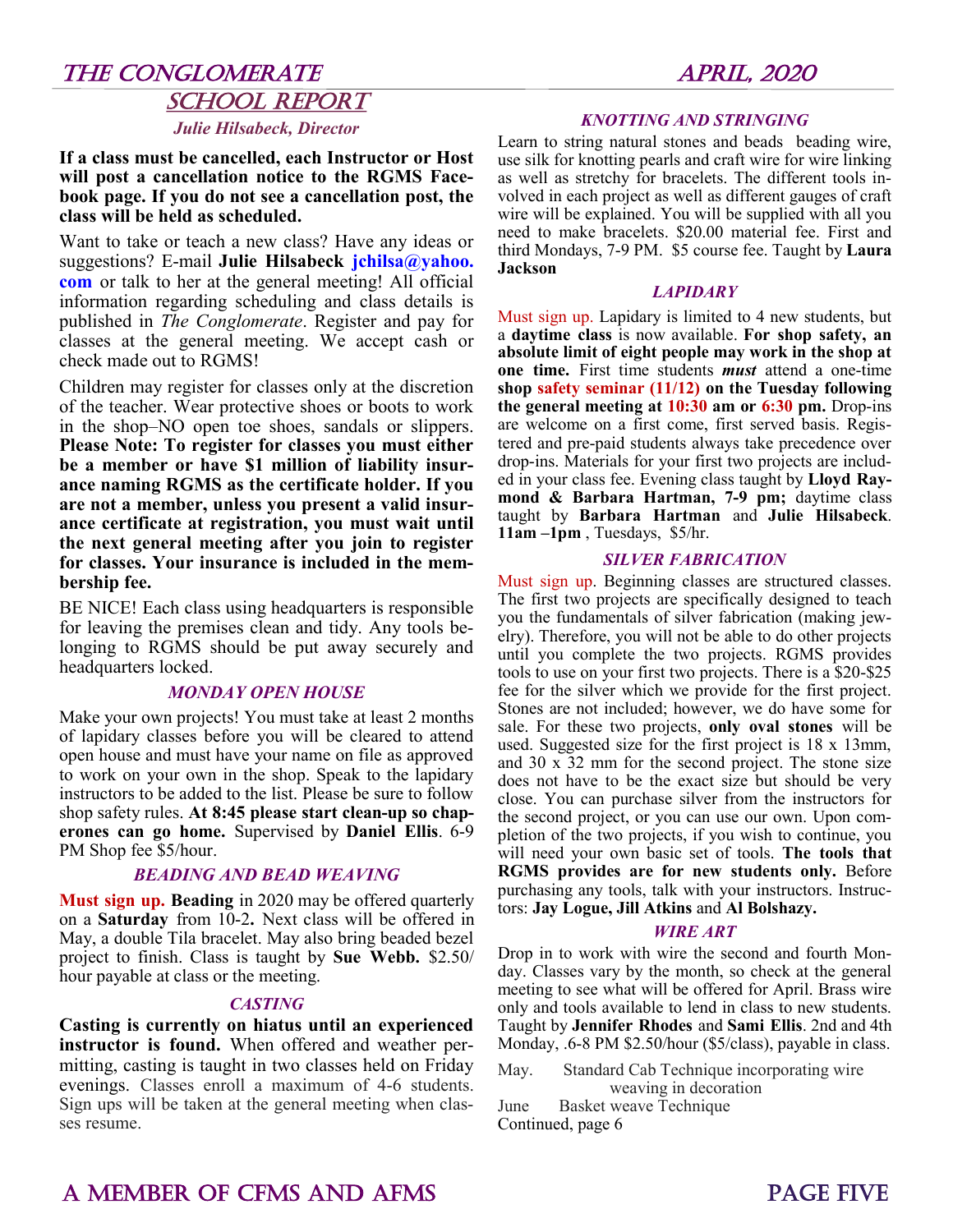## SCHOOL REPORT

*Julie Hilsabeck, Director*

**If a class must be cancelled, each Instructor or Host will post a cancellation notice to the RGMS Facebook page. If you do not see a cancellation post, the class will be held as scheduled.**

Want to take or teach a new class? Have any ideas or suggestions? E-mail **Julie Hilsabeck jchilsa@yahoo.com** or talk to her at the general meeting! All official information regarding scheduling and class details is published in *The Conglomerate*. Register and pay for classes at the general meeting. We accept cash or check made out to RGMS!

Children may register for classes only at the discretion of the teacher. Wear protective shoes or boots to work in the shop–NO open toe shoes, sandals or slippers. **Please Note: To register for classes you must either be a member or have $1 million of liability insurance naming RGMS as the certificate holder. If you are not a member, unless you present a valid insurance certificate at registration, you must wait until the next general meeting after you join to register for classes. Your insurance is included in the membership fee.**

BE NICE! Each class using headquarters is responsible for leaving the premises clean and tidy. Any tools belonging to RGMS should be put away securely and headquarters locked.

### *MONDAY OPEN HOUSE*

Make your own projects! You must take at least 2 months of lapidary classes before you will be cleared to attend open house and must have your name on file as approved to work on your own in the shop. Speak to the lapidary instructors to be added to the list. Please be sure to follow shop safety rules. **At 8:45 please start clean-up so chaperones can go home.** Supervised by **Daniel Ellis**. 6-9 PM Shop fee $5/hour.

### *BEADING AND BEAD WEAVING*

**Must sign up. Beading** in 2020 may be offered quarterly on a **Saturday** from 10-2**.** Next class will be offered in May, a double Tila bracelet. May also bring beaded bezel project to finish. Class is taught by **Sue Webb.** $2.50/hour payable at class or the meeting.

### *CASTING*

**Casting is currently on hiatus until an experienced instructor is found.** When offered and weather permitting, casting is taught in two classes held on Friday evenings. Classes enroll a maximum of 4-6 students. Sign ups will be taken at the general meeting when classes resume.

### *KNOTTING AND STRINGING*

Learn to string natural stones and beads beading wire, use silk for knotting pearls and craft wire for wire linking as well as stretchy for bracelets. The different tools involved in each project as well as different gauges of craft wire will be explained. You will be supplied with all you need to make bracelets. $20.00 material fee. First and third Mondays, 7-9 PM. $5 course fee. Taught by **Laura Jackson**

### *LAPIDARY*

Must sign up. Lapidary is limited to 4 new students, but a **daytime class** is now available. **For shop safety, an absolute limit of eight people may work in the shop at one time.** First time students ***must*** attend a one-time **shop safety seminar (11/12) on the Tuesday following the general meeting at 10:30 am or 6:30 pm.** Drop-ins are welcome on a first come, first served basis. Registered and pre-paid students always take precedence over drop-ins. Materials for your first two projects are included in your class fee. Evening class taught by **Lloyd Raymond & Barbara Hartman, 7-9 pm;** daytime class taught by **Barbara Hartman** and **Julie Hilsabeck**. **11am –1pm** , Tuesdays, $5/hr.

### *SILVER FABRICATION*

Must sign up. Beginning classes are structured classes. The first two projects are specifically designed to teach you the fundamentals of silver fabrication (making jewelry). Therefore, you will not be able to do other projects until you complete the two projects. RGMS provides tools to use on your first two projects. There is a $20-$25 fee for the silver which we provide for the first project. Stones are not included; however, we do have some for sale. For these two projects, **only oval stones** will be used. Suggested size for the first project is 18 x 13mm, and 30 x 32 mm for the second project. The stone size does not have to be the exact size but should be very close. You can purchase silver from the instructors for the second project, or you can use our own. Upon completion of the two projects, if you wish to continue, you will need your own basic set of tools. **The tools that RGMS provides are for new students only.** Before purchasing any tools, talk with your instructors. Instructors: **Jay Logue, Jill Atkins** and **Al Bolshazy.**

### *WIRE ART*

Drop in to work with wire the second and fourth Monday. Classes vary by the month, so check at the general meeting to see what will be offered for April. Brass wire only and tools available to lend in class to new students. Taught by **Jennifer Rhodes** and **Sami Ellis**. 2nd and 4th Monday, .6-8 PM $2.50/hour ($5/class), payable in class.

May. Standard Cab Technique incorporating wire weaving in decoration

June Basket weave Technique

Continued, page 6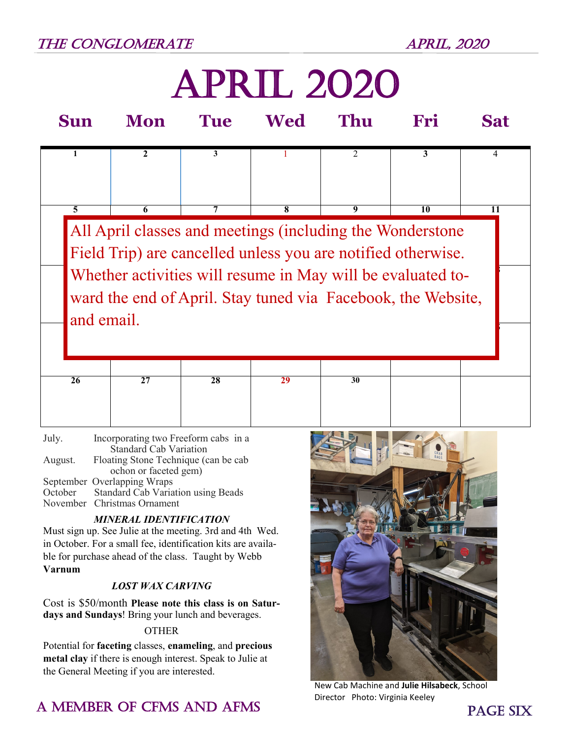# APRIL 2020

| Sun | Mon | Tue | Wed | Thu | Fri | Sat |
|---|---|---|---|---|---|---|
| 1 | 2 | 3 | 1 | 2 | 3 | 4 |
| 5 | 6 | 7 | 8 | 9 | 10 | 11 |
| | | | | | | |
| | | | | | | |
| 26 | 27 | 28 | 29 | 30 | | |

All April classes and meetings (including the Wonderstone Field Trip) are cancelled unless you are notified otherwise. Whether activities will resume in May will be evaluated toward the end of April. Stay tuned via Facebook, the Website, and email.

July. Incorporating two Freeform cabs in a Standard Cab Variation
August. Floating Stone Technique (can be cabochon or faceted gem)
September Overlapping Wraps
October Standard Cab Variation using Beads
November Christmas Ornament

***MINERAL IDENTIFICATION***

Must sign up. See Julie at the meeting. 3rd and 4th Wed. in October. For a small fee, identification kits are available for purchase ahead of the class. Taught by Webb **Varnum**

***LOST WAX CARVING***

Cost is $50/month **Please note this class is on Saturdays and Sundays**! Bring your lunch and beverages.

OTHER

Potential for **faceting** classes, **enameling**, and **precious metal clay** if there is enough interest. Speak to Julie at the General Meeting if you are interested.

New Cab Machine and **Julie Hilsabeck**, School Director Photo: Virginia Keeley

A MEMBER OF CFMS AND AFMS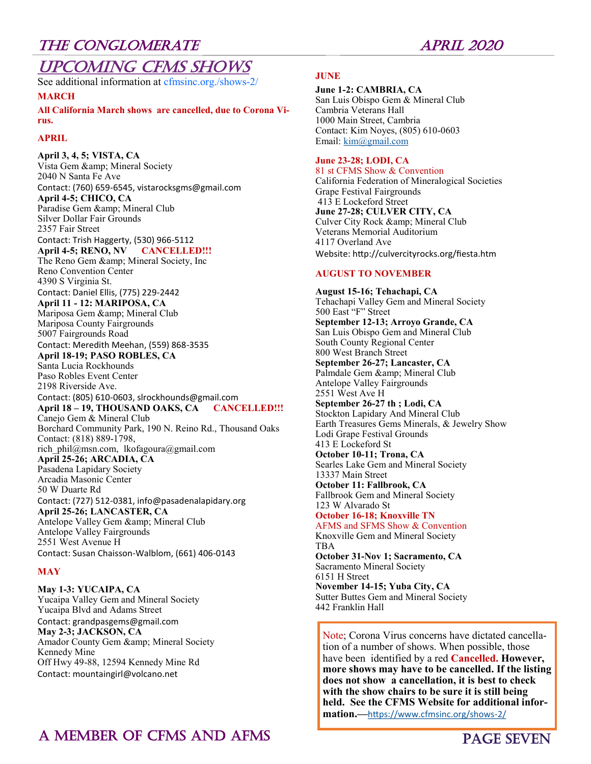# UPCOMING CFMS SHOWS

See additional information at cfmsinc.org./shows-2/

## MARCH

**All California March shows are cancelled, due to Corona Virus.**

## APRIL

**April 3, 4, 5; VISTA, CA**
Vista Gem &amp; Mineral Society
2040 N Santa Fe Ave
Contact: (760) 659-6545, vistarocksgms@gmail.com

**April 4-5; CHICO, CA**
Paradise Gem &amp; Mineral Club
Silver Dollar Fair Grounds
2357 Fair Street
Contact: Trish Haggerty, (530) 966-5112

**April 4-5; RENO, NV CANCELLED!!!**
The Reno Gem &amp; Mineral Society, Inc
Reno Convention Center
4390 S Virginia St.
Contact: Daniel Ellis, (775) 229-2442

**April 11 - 12: MARIPOSA, CA**
Mariposa Gem &amp; Mineral Club
Mariposa County Fairgrounds
5007 Fairgrounds Road
Contact: Meredith Meehan, (559) 868-3535

**April 18-19; PASO ROBLES, CA**
Santa Lucia Rockhounds
Paso Robles Event Center
2198 Riverside Ave.
Contact: (805) 610-0603, slrockhounds@gmail.com

**April 18 – 19, THOUSAND OAKS, CA CANCELLED!!!**
Canejo Gem & Mineral Club
Borchard Community Park, 190 N. Reino Rd., Thousand Oaks
Contact: (818) 889-1798,
rich_phil@msn.com, lkofagoura@gmail.com

**April 25-26; ARCADIA, CA**
Pasadena Lapidary Society
Arcadia Masonic Center
50 W Duarte Rd
Contact: (727) 512-0381, info@pasadenalapidary.org

**April 25-26; LANCASTER, CA**
Antelope Valley Gem &amp; Mineral Club
Antelope Valley Fairgrounds
2551 West Avenue H
Contact: Susan Chaisson-Walblom, (661) 406-0143

## MAY

**May 1-3: YUCAIPA, CA**
Yucaipa Valley Gem and Mineral Society
Yucaipa Blvd and Adams Street
Contact: grandpasgems@gmail.com

**May 2-3; JACKSON, CA**
Amador County Gem &amp; Mineral Society
Kennedy Mine
Off Hwy 49-88, 12594 Kennedy Mine Rd
Contact: mountaingirl@volcano.net

## JUNE

**June 1-2: CAMBRIA, CA**
San Luis Obispo Gem & Mineral Club
Cambria Veterans Hall
1000 Main Street, Cambria
Contact: Kim Noyes, (805) 610-0603
Email: kim@gmail.com

**June 23-28; LODI, CA**
81 st CFMS Show & Convention
California Federation of Mineralogical Societies
Grape Festival Fairgrounds
413 E Lockeford Street

**June 27-28; CULVER CITY, CA**
Culver City Rock &amp; Mineral Club
Veterans Memorial Auditorium
4117 Overland Ave
Website: http://culvercityrocks.org/fiesta.htm

## AUGUST TO NOVEMBER

**August 15-16; Tehachapi, CA**
Tehachapi Valley Gem and Mineral Society
500 East "F" Street

**September 12-13; Arroyo Grande, CA**
San Luis Obispo Gem and Mineral Club
South County Regional Center
800 West Branch Street

**September 26-27; Lancaster, CA**
Palmdale Gem &amp; Mineral Club
Antelope Valley Fairgrounds
2551 West Ave H

**September 26-27 th ; Lodi, CA**
Stockton Lapidary And Mineral Club
Earth Treasures Gems Minerals, & Jewelry Show
Lodi Grape Festival Grounds
413 E Lockeford St

**October 10-11; Trona, CA**
Searles Lake Gem and Mineral Society
13337 Main Street

**October 11: Fallbrook, CA**
Fallbrook Gem and Mineral Society
123 W Alvarado St

**October 16-18; Knoxville TN**
AFMS and SFMS Show & Convention
Knoxville Gem and Mineral Society
TBA

**October 31-Nov 1; Sacramento, CA**
Sacramento Mineral Society
6151 H Street

**November 14-15; Yuba City, CA**
Sutter Buttes Gem and Mineral Society
442 Franklin Hall

Note; Corona Virus concerns have dictated cancellation of a number of shows. When possible, those have been identified by a red **Cancelled. However, more shows may have to be cancelled. If the listing does not show a cancellation, it is best to check with the show chairs to be sure it is still being held. See the CFMS Website for additional information.**—https://www.cfmsinc.org/shows-2/

A MEMBER OF CFMS AND AFMS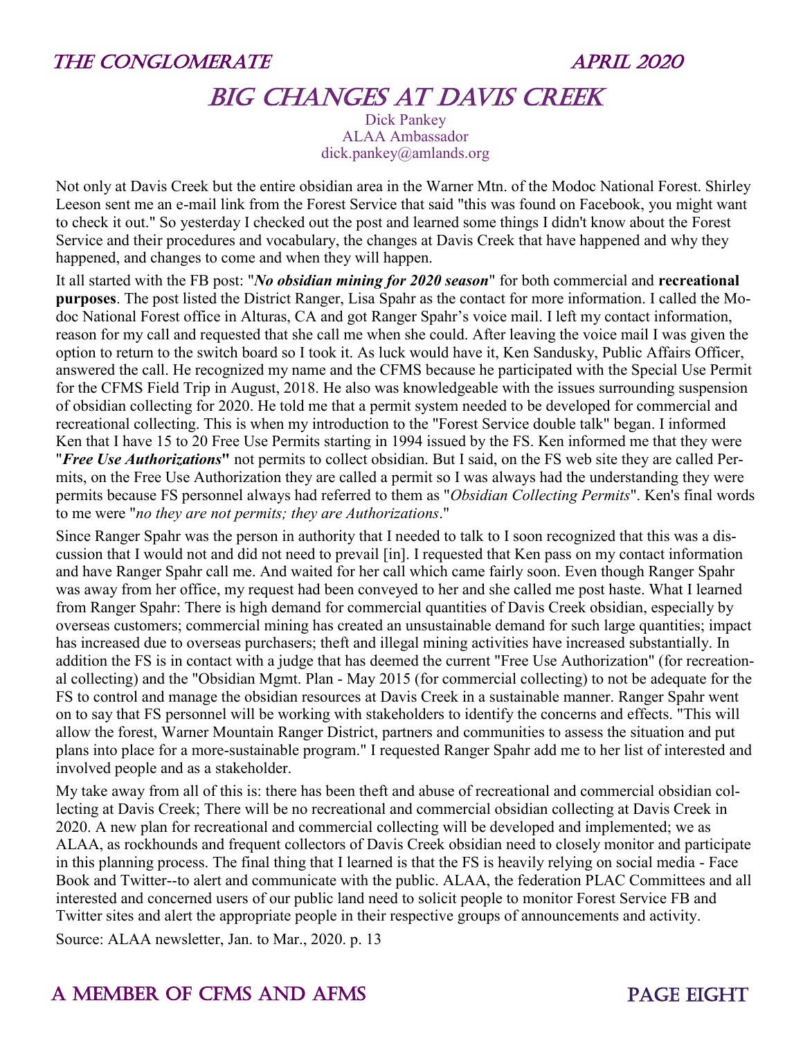# BIG CHANGES AT DAVIS CREEK

Dick Pankey
ALAA Ambassador
dick.pankey@amlands.org

Not only at Davis Creek but the entire obsidian area in the Warner Mtn. of the Modoc National Forest. Shirley Leeson sent me an e-mail link from the Forest Service that said "this was found on Facebook, you might want to check it out." So yesterday I checked out the post and learned some things I didn't know about the Forest Service and their procedures and vocabulary, the changes at Davis Creek that have happened and why they happened, and changes to come and when they will happen.

It all started with the FB post: "***No obsidian mining for 2020 season***" for both commercial and **recreational purposes**. The post listed the District Ranger, Lisa Spahr as the contact for more information. I called the Modoc National Forest office in Alturas, CA and got Ranger Spahr's voice mail. I left my contact information, reason for my call and requested that she call me when she could. After leaving the voice mail I was given the option to return to the switch board so I took it. As luck would have it, Ken Sandusky, Public Affairs Officer, answered the call. He recognized my name and the CFMS because he participated with the Special Use Permit for the CFMS Field Trip in August, 2018. He also was knowledgeable with the issues surrounding suspension of obsidian collecting for 2020. He told me that a permit system needed to be developed for commercial and recreational collecting. This is when my introduction to the "Forest Service double talk" began. I informed Ken that I have 15 to 20 Free Use Permits starting in 1994 issued by the FS. Ken informed me that they were "***Free Use Authorizations*"** not permits to collect obsidian. But I said, on the FS web site they are called Permits, on the Free Use Authorization they are called a permit so I was always had the understanding they were permits because FS personnel always had referred to them as "*Obsidian Collecting Permits*". Ken's final words to me were "*no they are not permits; they are Authorizations*."

Since Ranger Spahr was the person in authority that I needed to talk to I soon recognized that this was a discussion that I would not and did not need to prevail [in]. I requested that Ken pass on my contact information and have Ranger Spahr call me. And waited for her call which came fairly soon. Even though Ranger Spahr was away from her office, my request had been conveyed to her and she called me post haste. What I learned from Ranger Spahr: There is high demand for commercial quantities of Davis Creek obsidian, especially by overseas customers; commercial mining has created an unsustainable demand for such large quantities; impact has increased due to overseas purchasers; theft and illegal mining activities have increased substantially. In addition the FS is in contact with a judge that has deemed the current "Free Use Authorization" (for recreational collecting) and the "Obsidian Mgmt. Plan - May 2015 (for commercial collecting) to not be adequate for the FS to control and manage the obsidian resources at Davis Creek in a sustainable manner. Ranger Spahr went on to say that FS personnel will be working with stakeholders to identify the concerns and effects. "This will allow the forest, Warner Mountain Ranger District, partners and communities to assess the situation and put plans into place for a more-sustainable program." I requested Ranger Spahr add me to her list of interested and involved people and as a stakeholder.

My take away from all of this is: there has been theft and abuse of recreational and commercial obsidian collecting at Davis Creek; There will be no recreational and commercial obsidian collecting at Davis Creek in 2020. A new plan for recreational and commercial collecting will be developed and implemented; we as ALAA, as rockhounds and frequent collectors of Davis Creek obsidian need to closely monitor and participate in this planning process. The final thing that I learned is that the FS is heavily relying on social media - Face Book and Twitter--to alert and communicate with the public. ALAA, the federation PLAC Committees and all interested and concerned users of our public land need to solicit people to monitor Forest Service FB and Twitter sites and alert the appropriate people in their respective groups of announcements and activity.

Source: ALAA newsletter, Jan. to Mar., 2020. p. 13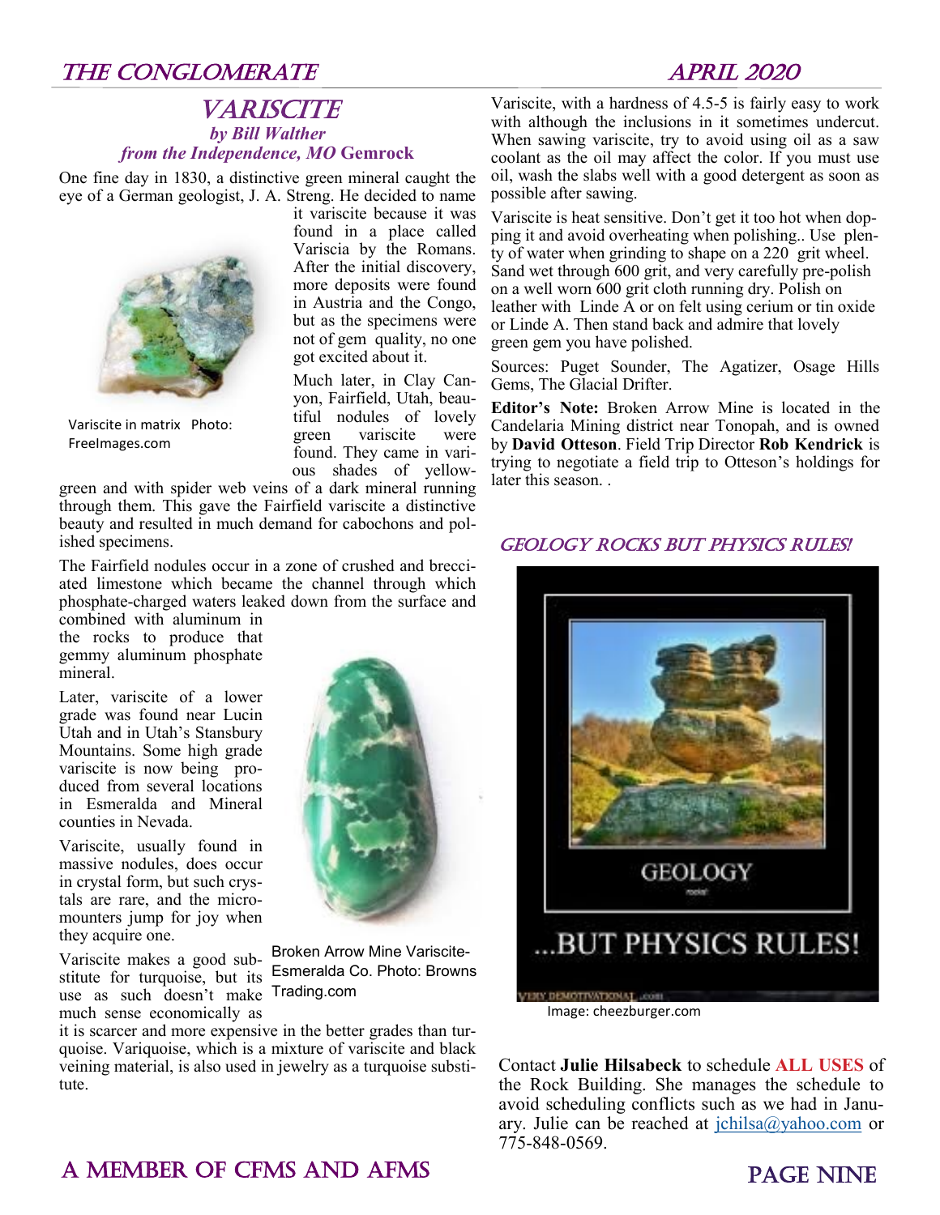# VARISCITE

***by Bill Walther***
***from the Independence, MO* Gemrock**

One fine day in 1830, a distinctive green mineral caught the eye of a German geologist, J. A. Streng. He decided to name it variscite because it was found in a place called Variscia by the Romans. After the initial discovery, more deposits were found in Austria and the Congo, but as the specimens were not of gem quality, no one got excited about it.

Variscite in matrix Photo: FreeImages.com

Much later, in Clay Canyon, Fairfield, Utah, beautiful nodules of lovely green variscite were found. They came in various shades of yellow-green and with spider web veins of a dark mineral running through them. This gave the Fairfield variscite a distinctive beauty and resulted in much demand for cabochons and polished specimens.

The Fairfield nodules occur in a zone of crushed and brecciated limestone which became the channel through which phosphate-charged waters leaked down from the surface and combined with aluminum in the rocks to produce that gemmy aluminum phosphate mineral.

Later, variscite of a lower grade was found near Lucin Utah and in Utah's Stansbury Mountains. Some high grade variscite is now being produced from several locations in Esmeralda and Mineral counties in Nevada.

Variscite, usually found in massive nodules, does occur in crystal form, but such crystals are rare, and the micromounters jump for joy when they acquire one.

Broken Arrow Mine Variscite-Esmeralda Co. Photo: Browns Trading.com

Variscite makes a good substitute for turquoise, but its use as such doesn't make much sense economically as it is scarcer and more expensive in the better grades than turquoise. Variquoise, which is a mixture of variscite and black veining material, is also used in jewelry as a turquoise substitute.

Variscite, with a hardness of 4.5-5 is fairly easy to work with although the inclusions in it sometimes undercut. When sawing variscite, try to avoid using oil as a saw coolant as the oil may affect the color. If you must use oil, wash the slabs well with a good detergent as soon as possible after sawing.

Variscite is heat sensitive. Don't get it too hot when dopping it and avoid overheating when polishing.. Use plenty of water when grinding to shape on a 220 grit wheel. Sand wet through 600 grit, and very carefully pre-polish on a well worn 600 grit cloth running dry. Polish on leather with Linde A or on felt using cerium or tin oxide or Linde A. Then stand back and admire that lovely green gem you have polished.

Sources: Puget Sounder, The Agatizer, Osage Hills Gems, The Glacial Drifter.

**Editor's Note:** Broken Arrow Mine is located in the Candelaria Mining district near Tonopah, and is owned by **David Otteson**. Field Trip Director **Rob Kendrick** is trying to negotiate a field trip to Otteson's holdings for later this season. .

## GEOLOGY ROCKS BUT PHYSICS RULES!

Image: cheezburger.com

Contact **Julie Hilsabeck** to schedule **ALL USES** of the Rock Building. She manages the schedule to avoid scheduling conflicts such as we had in January. Julie can be reached at jchilsa@yahoo.com or 775-848-0569.